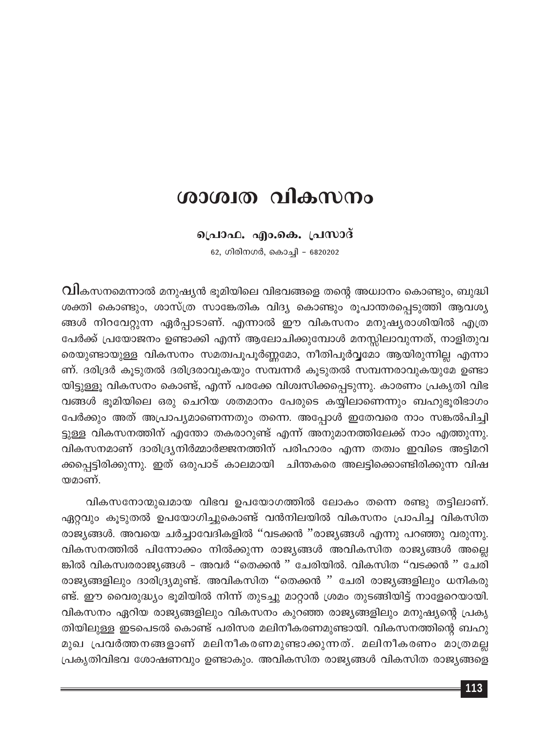# ശാശ്വത വികസനം

**പ്രൊഫ. എം.കെ. പ്രസാദ്**

62, ഗിരിനഗർ, കൊച്ചി – 6820202

വികസനമെന്നാൽ മനുഷ്യൻ ഭൂമിയിലെ വിഭവങ്ങളെ തന്റെ അധ്വാനം കൊണ്ടും, ബുദ്ധി ശക്തി കൊണ്ടും, ശാസ്ത്ര സാങ്കേതിക വിദ്യ കൊണ്ടും രൂപാന്തരപ്പെടുത്തി ആവശ്യങ്ങൾ നിറവേറ്റുന്ന ഏർപ്പാടാണ്. എന്നാൽ ഈ വികസനം മനുഷ്യരാശിയിൽ എത്ര പേർക്ക് പ്രയോജനം ഉണ്ടാക്കി എന്ന് ആലോചിക്കുമ്പോൾ മനസ്സിലാവുന്നത്, നാളിതുവരെയുണ്ടായുള്ള വികസനം സമത്വപൂപൂർണ്ണമോ, നീതിപൂർവ്വമോ ആയിരുന്നില്ല എന്നാണ്. ദരിദ്രർ കൂടുതൽ ദരിദ്രരാവുകയും സമ്പന്നർ കൂടുതൽ സമ്പന്നരാവുകയുമേ ഉണ്ടായിട്ടുള്ളൂ വികസനം കൊണ്ട്, എന്ന് പരക്കേ വിശ്വസിക്കപ്പെടുന്നു. കാരണം പ്രകൃതി വിഭവങ്ങൾ ഭൂമിയിലെ ഒരു ചെറിയ ശതമാനം പേരുടെ കയ്യിലാണെന്നും ബഹുഭൂരിഭാഗം പേർക്കും അത് അപ്രാപ്യമാണെന്നതും തന്നെ. അപ്പോൾ ഇതേവരെ നാം സങ്കൽപിച്ചിട്ടുള്ള വികസനത്തിന് എന്തോ തകരാറുണ്ട് എന്ന് അനുമാനത്തിലേക്ക് നാം എത്തുന്നു. വികസനമാണ് ദാരിദ്ര്യനിർമ്മാർജ്ജനത്തിന് പരിഹാരം എന്ന തത്വം ഇവിടെ അട്ടിമറിക്കപ്പെട്ടിരിക്കുന്നു. ഇത് ഒരുപാട് കാലമായി ചിന്തകരെ അലട്ടിക്കൊണ്ടിരിക്കുന്ന വിഷയമാണ്.

വികസനോന്മുഖമായ വിഭവ ഉപയോഗത്തിൽ ലോകം തന്നെ രണ്ടു തട്ടിലാണ്. ഏറ്റവും കൂടുതൽ ഉപയോഗിച്ചുകൊണ്ട് വൻനിലയിൽ വികസനം പ്രാപിച്ച വികസിത രാജ്യങ്ങൾ. അവയെ ചർച്ചാവേദികളിൽ "വടക്കൻ "രാജ്യങ്ങൾ എന്നു പറഞ്ഞു വരുന്നു. വികസനത്തിൽ പിന്നോക്കം നിൽക്കുന്ന രാജ്യങ്ങൾ അവികസിത രാജ്യങ്ങൾ അല്ലെങ്കിൽ വികസ്വരരാജ്യങ്ങൾ – അവർ "തെക്കൻ " ചേരിയിൽ. വികസിത "വടക്കൻ " ചേരി രാജ്യങ്ങളിലും ദാരിദ്ര്യമുണ്ട്. അവികസിത "തെക്കൻ " ചേരി രാജ്യങ്ങളിലും ധനികരുണ്ട്. ഈ വൈരുദ്ധ്യം ഭൂമിയിൽ നിന്ന് തുടച്ചു മാറ്റാൻ ശ്രമം തുടങ്ങിയിട്ട് നാളേറെയായി. വികസനം ഏറിയ രാജ്യങ്ങളിലും വികസനം കുറഞ്ഞ രാജ്യങ്ങളിലും മനുഷ്യന്റെ പ്രകൃതിയിലുള്ള ഇടപെടൽ കൊണ്ട് പരിസര മലിനീകരണമുണ്ടായി. വികസനത്തിന്റെ ബഹുമുഖ പ്രവർത്തനങ്ങളാണ് മലിനീകരണമുണ്ടാക്കുന്നത്. മലിനീകരണം മാത്രമല്ല പ്രകൃതിവിഭവ ശോഷണവും ഉണ്ടാകും. അവികസിത രാജ്യങ്ങൾ വികസിത രാജ്യങ്ങളെ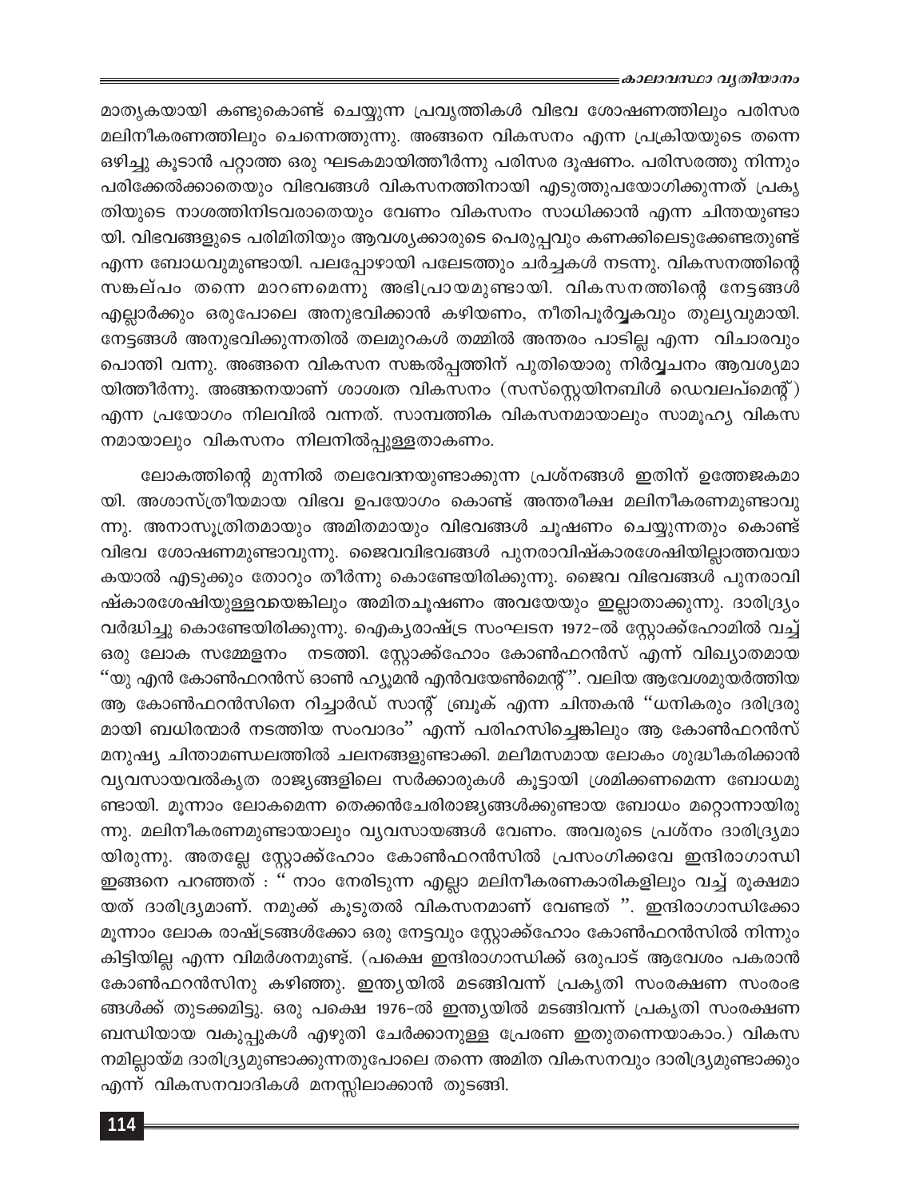മാതൃകയായി കണ്ടുകൊണ്ട് ചെയ്യുന്ന പ്രവൃത്തികൾ വിഭവ ശോഷണത്തിലും പരിസര മലിനീകരണത്തിലും ചെന്നെത്തുന്നു. അങ്ങനെ വികസനം എന്ന പ്രക്രിയയുടെ തന്നെ ഒഴിച്ചു കൂടാൻ പറ്റാത്ത ഒരു ഘടകമായിത്തീർന്നു പരിസര ദൂഷണം. പരിസരത്തു നിന്നും പരിക്കേൽക്കാതെയും വിഭവങ്ങൾ വികസനത്തിനായി എടുത്തുപയോഗിക്കുന്നത് പ്രകൃതിയുടെ നാശത്തിനിടവരാതെയും വേണം വികസനം സാധിക്കാൻ എന്ന ചിന്തയുണ്ടായി. വിഭവങ്ങളുടെ പരിമിതിയും ആവശ്യക്കാരുടെ പെരുപ്പവും കണക്കിലെടുക്കേണ്ടതുണ്ട് എന്ന ബോധവുമുണ്ടായി. പലപ്പോഴായി പലേടത്തും ചർച്ചകൾ നടന്നു. വികസനത്തിന്റെ സങ്കല്പം തന്നെ മാറണമെന്നു അഭിപ്രായമുണ്ടായി. വികസനത്തിന്റെ നേട്ടങ്ങൾ എല്ലാർക്കും ഒരുപോലെ അനുഭവിക്കാൻ കഴിയണം, നീതിപൂർവ്വകവും തുല്യവുമായി. നേട്ടങ്ങൾ അനുഭവിക്കുന്നതിൽ തലമുറകൾ തമ്മിൽ അന്തരം പാടില്ല എന്ന വിചാരവും പൊന്തി വന്നു. അങ്ങനെ വികസന സങ്കൽപ്പത്തിന് പുതിയൊരു നിർവ്വചനം ആവശ്യമായിത്തീർന്നു. അങ്ങനെയാണ് ശാശ്വത വികസനം (സസ്റ്റെയിനബിൾ ഡെവലപ്മെന്റ്) എന്ന പ്രയോഗം നിലവിൽ വന്നത്. സാമ്പത്തിക വികസനമായാലും സാമൂഹ്യ വികസനമായാലും വികസനം നിലനിൽപ്പുള്ളതാകണം.

ലോകത്തിന്റെ മുന്നിൽ തലവേദനയുണ്ടാക്കുന്ന പ്രശ്നങ്ങൾ ഇതിന് ഉത്തേജകമായി. അശാസ്ത്രീയമായ വിഭവ ഉപയോഗം കൊണ്ട് അന്തരീക്ഷ മലിനീകരണമുണ്ടാവുന്നു. അനാസൂത്രിതമായും അമിതമായും വിഭവങ്ങൾ ചൂഷണം ചെയ്യുന്നതും കൊണ്ട് വിഭവ ശോഷണമുണ്ടാവുന്നു. ജൈവവിഭവങ്ങൾ പുനരാവിഷ്കാരശേഷിയില്ലാത്തവയാകയാൽ എടുക്കും തോറും തീർന്നു കൊണ്ടേയിരിക്കുന്നു. ജൈവ വിഭവങ്ങൾ പുനരാവിഷ്കാരശേഷിയുള്ളവയെങ്കിലും അമിതചൂഷണം അവയേയും ഇല്ലാതാക്കുന്നു. ദാരിദ്ര്യം വർദ്ധിച്ചു കൊണ്ടേയിരിക്കുന്നു. ഐക്യരാഷ്ട്ര സംഘടന 1972-ൽ സ്റ്റോക്ക്ഹോമിൽ വച്ച് ഒരു ലോക സമ്മേളനം നടത്തി. സ്റ്റോക്ക്ഹോം കോൺഫറൻസ് എന്ന് വിഖ്യാതമായ "യു എൻ കോൺഫറൻസ് ഓൺ ഹ്യൂമൻ എൻവയേൺമെന്റ്". വലിയ ആവേശമുയർത്തിയ ആ കോൺഫറൻസിനെ റിച്ചാർഡ് സാന്റ് ബ്രൂക് എന്ന ചിന്തകൻ "ധനികരും ദരിദ്രരുമായി ബധിരന്മാർ നടത്തിയ സംവാദം" എന്ന് പരിഹസിച്ചെങ്കിലും ആ കോൺഫറൻസ് മനുഷ്യ ചിന്താമണ്ഡലത്തിൽ ചലനങ്ങളുണ്ടാക്കി. മലീമസമായ ലോകം ശുദ്ധീകരിക്കാൻ വ്യവസായവൽകൃത രാജ്യങ്ങളിലെ സർക്കാരുകൾ കൂട്ടായി ശ്രമിക്കണമെന്ന ബോധമുണ്ടായി. മൂന്നാം ലോകമെന്ന തെക്കൻചേരിരാജ്യങ്ങൾക്കുണ്ടായ ബോധം മറ്റൊന്നായിരുന്നു. മലിനീകരണമുണ്ടായാലും വ്യവസായങ്ങൾ വേണം. അവരുടെ പ്രശ്നം ദാരിദ്ര്യമായിരുന്നു. അതല്ലേ സ്റ്റോക്ക്ഹോം കോൺഫറൻസിൽ പ്രസംഗിക്കവേ ഇന്ദിരാഗാന്ധി ഇങ്ങനെ പറഞ്ഞത് : " നാം നേരിടുന്ന എല്ലാ മലിനീകരണകാരികളിലും വച്ച് രൂക്ഷമായത് ദാരിദ്ര്യമാണ്. നമുക്ക് കൂടുതൽ വികസനമാണ് വേണ്ടത് ". ഇന്ദിരാഗാന്ധിക്കോ മൂന്നാം ലോക രാഷ്ട്രങ്ങൾക്കോ ഒരു നേട്ടവും സ്റ്റോക്ക്ഹോം കോൺഫറൻസിൽ നിന്നും കിട്ടിയില്ല എന്ന വിമർശനമുണ്ട്. (പക്ഷെ ഇന്ദിരാഗാന്ധിക്ക് ഒരുപാട് ആവേശം പകരാൻ കോൺഫറൻസിനു കഴിഞ്ഞു. ഇന്ത്യയിൽ മടങ്ങിവന്ന് പ്രകൃതി സംരക്ഷണ സംരംഭങ്ങൾക്ക് തുടക്കമിട്ടു. ഒരു പക്ഷെ 1976-ൽ ഇന്ത്യയിൽ മടങ്ങിവന്ന് പ്രകൃതി സംരക്ഷണ ബന്ധിയായ വകുപ്പുകൾ എഴുതി ചേർക്കാനുള്ള പ്രേരണ ഇതുതന്നെയാകാം.) വികസനമില്ലായ്മ ദാരിദ്ര്യമുണ്ടാക്കുന്നതുപോലെ തന്നെ അമിത വികസനവും ദാരിദ്ര്യമുണ്ടാക്കും എന്ന് വികസനവാദികൾ മനസ്സിലാക്കാൻ തുടങ്ങി.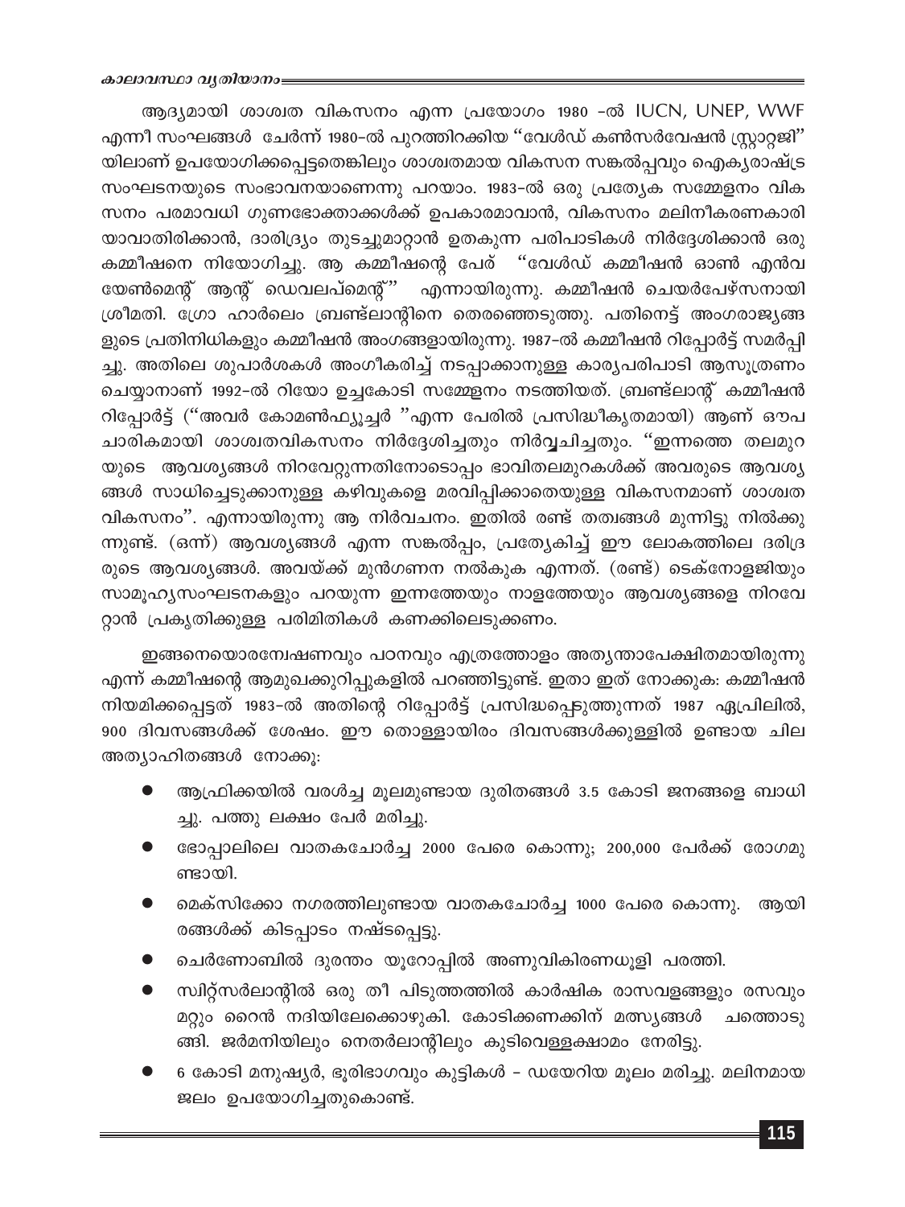ആദ്യമായി ശാശ്വത വികസനം എന്ന പ്രയോഗം 1980 -ൽ IUCN, UNEP, WWF എന്നീ സംഘങ്ങൾ ചേർന്ന് 1980-ൽ പുറത്തിറക്കിയ "വേൾഡ് കൺസർവേഷൻ സ്റ്റ്രാറ്റജി" യിലാണ് ഉപയോഗിക്കപ്പെട്ടതെങ്കിലും ശാശ്വതമായ വികസന സങ്കൽപ്പവും ഐക്യരാഷ്ട്ര സംഘടനയുടെ സംഭാവനയാണെന്നു പറയാം. 1983-ൽ ഒരു പ്രത്യേക സമ്മേളനം വികസനം പരമാവധി ഗുണഭോക്താക്കൾക്ക് ഉപകാരമാവാൻ, വികസനം മലിനീകരണകാരിയാവാതിരിക്കാൻ, ദാരിദ്ര്യം തുടച്ചുമാറ്റാൻ ഉതകുന്ന പരിപാടികൾ നിർദ്ദേശിക്കാൻ ഒരു കമ്മീഷനെ നിയോഗിച്ചു. ആ കമ്മീഷന്റെ പേര് "വേൾഡ് കമ്മീഷൻ ഓൺ എൻവയേൺമെന്റ് ആന്റ് ഡെവലപ്മെന്റ്" എന്നായിരുന്നു. കമ്മീഷൻ ചെയർപേഴ്സനായി ശ്രീമതി. ഗ്രോ ഹാർലെം ബ്രണ്ട്ലാന്റിനെ തെരഞ്ഞെടുത്തു. പതിനെട്ട് അംഗരാജ്യങ്ങളുടെ പ്രതിനിധികളും കമ്മീഷൻ അംഗങ്ങളായിരുന്നു. 1987-ൽ കമ്മീഷൻ റിപ്പോർട്ട് സമർപ്പിച്ചു. അതിലെ ശുപാർശകൾ അംഗീകരിച്ച് നടപ്പാക്കാനുള്ള കാര്യപരിപാടി ആസൂത്രണം ചെയ്യാനാണ് 1992-ൽ റിയോ ഉച്ചകോടി സമ്മേളനം നടത്തിയത്. ബ്രണ്ട്ലാന്റ് കമ്മീഷൻ റിപ്പോർട്ട് ("അവർ കോമൺഫ്യൂച്ചർ "എന്ന പേരിൽ പ്രസിദ്ധീകൃതമായി) ആണ് ഔപചാരികമായി ശാശ്വതവികസനം നിർദ്ദേശിച്ചതും നിർവ്വചിച്ചതും. "ഇന്നത്തെ തലമുറയുടെ ആവശ്യങ്ങൾ നിറവേറ്റുന്നതിനോടൊപ്പം ഭാവിതലമുറകൾക്ക് അവരുടെ ആവശ്യങ്ങൾ സാധിച്ചെടുക്കാനുള്ള കഴിവുകളെ മരവിപ്പിക്കാതെയുള്ള വികസനമാണ് ശാശ്വത വികസനം". എന്നായിരുന്നു ആ നിർവചനം. ഇതിൽ രണ്ട് തത്വങ്ങൾ മുന്നിട്ടു നിൽക്കുന്നുണ്ട്. (ഒന്ന്) ആവശ്യങ്ങൾ എന്ന സങ്കൽപ്പം, പ്രത്യേകിച്ച് ഈ ലോകത്തിലെ ദരിദ്രരുടെ ആവശ്യങ്ങൾ. അവയ്ക്ക് മുൻഗണന നൽകുക എന്നത്. (രണ്ട്) ടെക്നോളജിയും സാമൂഹ്യസംഘടനകളും പറയുന്ന ഇന്നത്തേയും നാളത്തേയും ആവശ്യങ്ങളെ നിറവേറ്റാൻ പ്രകൃതിക്കുള്ള പരിമിതികൾ കണക്കിലെടുക്കണം.

ഇങ്ങനെയൊരന്വേഷണവും പഠനവും എത്രത്തോളം അത്യന്താപേക്ഷിതമായിരുന്നു എന്ന് കമ്മീഷന്റെ ആമുഖക്കുറിപ്പുകളിൽ പറഞ്ഞിട്ടുണ്ട്. ഇതാ ഇത് നോക്കുക: കമ്മീഷൻ നിയമിക്കപ്പെട്ടത് 1983-ൽ അതിന്റെ റിപ്പോർട്ട് പ്രസിദ്ധപ്പെടുത്തുന്നത് 1987 ഏപ്രിലിൽ, 900 ദിവസങ്ങൾക്ക് ശേഷം. ഈ തൊള്ളായിരം ദിവസങ്ങൾക്കുള്ളിൽ ഉണ്ടായ ചില അത്യാഹിതങ്ങൾ നോക്കൂ:

- ആഫ്രിക്കയിൽ വരൾച്ച മൂലമുണ്ടായ ദുരിതങ്ങൾ 3.5 കോടി ജനങ്ങളെ ബാധിച്ചു. പത്തു ലക്ഷം പേർ മരിച്ചു.
- ഭോപ്പാലിലെ വാതകചോർച്ച 2000 പേരെ കൊന്നു; 200,000 പേർക്ക് രോഗമുണ്ടായി.
- മെക്സിക്കോ നഗരത്തിലുണ്ടായ വാതകചോർച്ച 1000 പേരെ കൊന്നു. ആയിരങ്ങൾക്ക് കിടപ്പാടം നഷ്ടപ്പെട്ടു.
- ചെർണോബിൽ ദുരന്തം യൂറോപ്പിൽ അണുവികിരണധൂളി പരത്തി.
- സ്വിറ്റ്സർലാന്റിൽ ഒരു തീ പിടുത്തത്തിൽ കാർഷിക രാസവളങ്ങളും രസവും മറ്റും റൈൻ നദിയിലേക്കൊഴുകി. കോടിക്കണക്കിന് മത്സ്യങ്ങൾ ചത്തൊടുങ്ങി. ജർമനിയിലും നെതർലാന്റിലും കുടിവെള്ളക്ഷാമം നേരിട്ടു.
- 6 കോടി മനുഷ്യർ, ഭൂരിഭാഗവും കുട്ടികൾ - ഡയേറിയ മൂലം മരിച്ചു. മലിനമായ ജലം ഉപയോഗിച്ചതുകൊണ്ട്.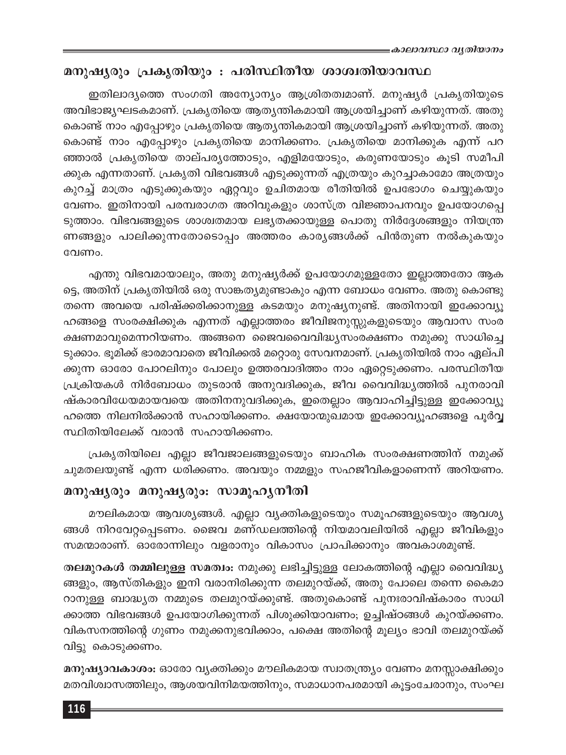## മനുഷ്യരും പ്രകൃതിയും : പരിസ്ഥിതീയ ശാശ്വതിയാവസ്ഥ

ഇതിലാദ്യത്തെ സംഗതി അന്യോന്യം ആശ്രിതത്വമാണ്. മനുഷ്യർ പ്രകൃതിയുടെ അവിഭാജ്യഘടകമാണ്. പ്രകൃതിയെ ആത്യന്തികമായി ആശ്രയിച്ചാണ് കഴിയുന്നത്. അതു കൊണ്ട് നാം എപ്പോഴും പ്രകൃതിയെ ആത്യന്തികമായി ആശ്രയിച്ചാണ് കഴിയുന്നത്. അതു കൊണ്ട് നാം എപ്പോഴും പ്രകൃതിയെ മാനിക്കണം. പ്രകൃതിയെ മാനിക്കുക എന്ന് പറഞ്ഞാൽ പ്രകൃതിയെ താല്പര്യത്തോടും, എളിമയോടും, കരുണയോടും കൂടി സമീപിക്കുക എന്നതാണ്. പ്രകൃതി വിഭവങ്ങൾ എടുക്കുന്നത് എത്രയും കുറച്ചാകാമോ അത്രയും കുറച്ച് മാത്രം എടുക്കുകയും ഏറ്റവും ഉചിതമായ രീതിയിൽ ഉപഭോഗം ചെയ്യുകയും വേണം. ഇതിനായി പരമ്പരാഗത അറിവുകളും ശാസ്ത്ര വിജ്ഞാപനവും ഉപയോഗപ്പെടുത്താം. വിഭവങ്ങളുടെ ശാശ്വതമായ ലഭ്യതക്കായുള്ള പൊതു നിർദ്ദേശങ്ങളും നിയന്ത്രണങ്ങളും പാലിക്കുന്നതോടൊപ്പം അത്തരം കാര്യങ്ങൾക്ക് പിൻതുണ നൽകുകയും വേണം.

എന്തു വിഭവമായാലും, അതു മനുഷ്യർക്ക് ഉപയോഗമുള്ളതോ ഇല്ലാത്തതോ ആകട്ടെ, അതിന് പ്രകൃതിയിൽ ഒരു സാങ്കത്യമുണ്ടാകും എന്ന ബോധം വേണം. അതു കൊണ്ടു തന്നെ അവയെ പരിഷ്ക്കരിക്കാനുള്ള കടമയും മനുഷ്യനുണ്ട്. അതിനായി ഇക്കോവ്യൂഹങ്ങളെ സംരക്ഷിക്കുക എന്നത് എല്ലാത്തരം ജീവിജനുസ്സുകളുടെയും ആവാസ സംരക്ഷണമാവുമെന്നറിയണം. അങ്ങനെ ജൈവവൈവിദ്ധ്യസംരക്ഷണം നമുക്കു സാധിച്ചെടുക്കാം. ഭൂമിക്ക് ഭാരമാവാതെ ജീവിക്കൽ മറ്റൊരു സേവനമാണ്. പ്രകൃതിയിൽ നാം ഏല്പിക്കുന്ന ഓരോ പോറലിനും പോലും ഉത്തരവാദിത്തം നാം ഏറ്റെടുക്കണം. പരസ്ഥിതീയ പ്രക്രിയകൾ നിർബോധം തുടരാൻ അനുവദിക്കുക, ജീവ വൈവിദ്ധ്യത്തിൽ പുനരാവിഷ്കാരവിധേയമായവയെ അതിനനുവദിക്കുക, ഇതെല്ലാം ആവാഹിച്ചിട്ടുള്ള ഇക്കോവ്യൂഹത്തെ നിലനിൽക്കാൻ സഹായിക്കണം. ക്ഷയോന്മുഖമായ ഇക്കോവ്യൂഹങ്ങളെ പൂർവ്വസ്ഥിതിയിലേക്ക് വരാൻ സഹായിക്കണം.

പ്രകൃതിയിലെ എല്ലാ ജീവജാലങ്ങളുടെയും ബാഹിക സംരക്ഷണത്തിന് നമുക്ക് ചുമതലയുണ്ട് എന്ന ധരിക്കണം. അവയും നമ്മളും സഹജീവികളാണെന്ന് അറിയണം.

## മനുഷ്യരും മനുഷ്യരും: സാമൂഹ്യനീതി

മൗലികമായ ആവശ്യങ്ങൾ. എല്ലാ വ്യക്തികളുടെയും സമൂഹങ്ങളുടെയും ആവശ്യങ്ങൾ നിറവേറ്റപ്പെടണം. ജൈവ മണ്ഡലത്തിന്റെ നിയമാവലിയിൽ എല്ലാ ജീവികളും സമന്മാരാണ്. ഓരോന്നിലും വളരാനും വികാസം പ്രാപിക്കാനും അവകാശമുണ്ട്.

**തലമുറകൾ തമ്മിലുള്ള സമത്വം:** നമുക്കു ലഭിച്ചിട്ടുള്ള ലോകത്തിന്റെ എല്ലാ വൈവിദ്ധ്യങ്ങളും, ആസ്തികളും ഇനി വരാനിരിക്കുന്ന തലമുറയ്ക്ക്, അതു പോലെ തന്നെ കൈമാറാനുള്ള ബാദ്ധ്യത നമ്മുടെ തലമുറയ്ക്കുണ്ട്. അതുകൊണ്ട് പുനഃരാവിഷ്കാരം സാധിക്കാത്ത വിഭവങ്ങൾ ഉപയോഗിക്കുന്നത് പിശുക്കിയാവണം; ഉച്ചിഷ്ഠങ്ങൾ കുറയ്ക്കണം. വികസനത്തിന്റെ ഗുണം നമുക്കനുഭവിക്കാം, പക്ഷെ അതിന്റെ മൂല്യം ഭാവി തലമുറയ്ക്ക് വിട്ടു കൊടുക്കണം.

**മനുഷ്യാവകാശം:** ഓരോ വ്യക്തിക്കും മൗലികമായ സ്വാതന്ത്ര്യം വേണം മനസ്സാക്ഷിക്കും മതവിശ്വാസത്തിലും, ആശയവിനിമയത്തിനും, സമാധാനപരമായി കൂട്ടംചേരാനും, സംഘ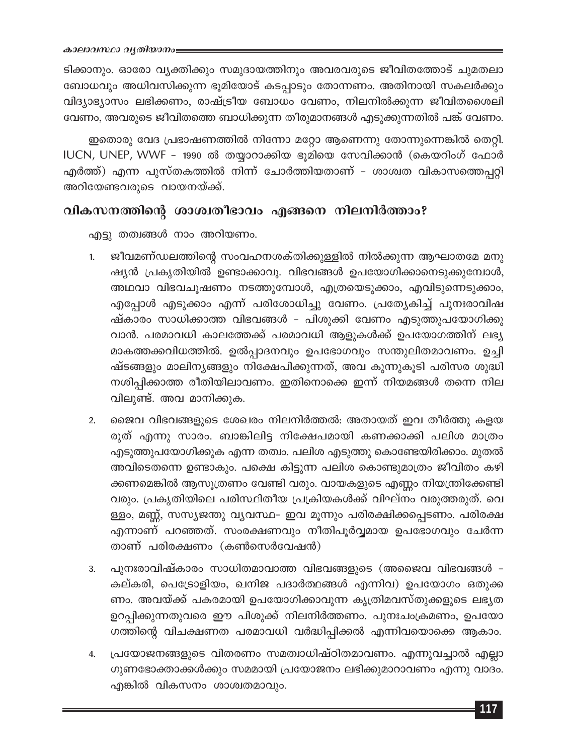ടിക്കാനും. ഓരോ വ്യക്തിക്കും സമുദായത്തിനും അവരവരുടെ ജീവിതത്തോട് ചുമതലാ ബോധവും അധിവസിക്കുന്ന ഭൂമിയോട് കടപ്പാടും തോന്നണം. അതിനായി സകലർക്കും വിദ്യാഭ്യാസം ലഭിക്കണം, രാഷ്ട്രീയ ബോധം വേണം, നിലനിൽക്കുന്ന ജീവിതശൈലി വേണം, അവരുടെ ജീവിതത്തെ ബാധിക്കുന്ന തീരുമാനങ്ങൾ എടുക്കുന്നതിൽ പങ്ക് വേണം.

ഇതൊരു വേദ പ്രഭാഷണത്തിൽ നിന്നോ മറ്റോ ആണെന്നു തോന്നുന്നെങ്കിൽ തെറ്റി. IUCN, UNEP, WWF - 1990 ൽ തയ്യാറാക്കിയ ഭൂമിയെ സേവിക്കാൻ (കെയറിംഗ് ഫോർ എർത്ത്) എന്ന പുസ്തകത്തിൽ നിന്ന് ചോർത്തിയതാണ് - ശാശ്വത വികാസത്തെപ്പറ്റി അറിയേണ്ടവരുടെ വായനയ്ക്ക്.

## വികസനത്തിന്റെ ശാശ്വതീഭാവം എങ്ങനെ നിലനിർത്താം?

എട്ടു തത്വങ്ങൾ നാം അറിയണം.

1. ജീവമണ്ഡലത്തിന്റെ സംവഹനശക്തിക്കുള്ളിൽ നിൽക്കുന്ന ആഘാതമേ മനുഷ്യൻ പ്രകൃതിയിൽ ഉണ്ടാക്കാവൂ. വിഭവങ്ങൾ ഉപയോഗിക്കാനെടുക്കുമ്പോൾ, അഥവാ വിഭവചൂഷണം നടത്തുമ്പോൾ, എത്രയെടുക്കാം, എവിടുന്നെടുക്കാം, എപ്പോൾ എടുക്കാം എന്ന് പരിശോധിച്ചു വേണം. പ്രത്യേകിച്ച് പുനഃരാവിഷ്കാരം സാധിക്കാത്ത വിഭവങ്ങൾ - പിശുക്കി വേണം എടുത്തുപയോഗിക്കുവാൻ. പരമാവധി കാലത്തേക്ക് പരമാവധി ആളുകൾക്ക് ഉപയോഗത്തിന് ലഭ്യമാകത്തക്കവിധത്തിൽ. ഉൽപ്പാദനവും ഉപഭോഗവും സന്തുലിതമാവണം. ഉച്ഛിഷ്ടങ്ങളും മാലിന്യങ്ങളും നിക്ഷേപിക്കുന്നത്, അവ കുന്നുകൂടി പരിസര ശുദ്ധി നശിപ്പിക്കാത്ത രീതിയിലാവണം. ഇതിനൊക്കെ ഇന്ന് നിയമങ്ങൾ തന്നെ നിലവിലുണ്ട്. അവ മാനിക്കുക.

2. ജൈവ വിഭവങ്ങളുടെ ശേഖരം നിലനിർത്തൽ: അതായത് ഇവ തീർത്തു കളയരുത് എന്നു സാരം. ബാങ്കിലിട്ട നിക്ഷേപമായി കണക്കാക്കി പലിശ മാത്രം എടുത്തുപയോഗിക്കുക എന്ന തത്വം. പലിശ എടുത്തു കൊണ്ടേയിരിക്കാം. മുതൽ അവിടെതന്നെ ഉണ്ടാകും. പക്ഷെ കിട്ടുന്ന പലിശ കൊണ്ടുമാത്രം ജീവിതം കഴിക്കണമെങ്കിൽ ആസൂത്രണം വേണ്ടി വരും. വായകളുടെ എണ്ണം നിയന്ത്രിക്കേണ്ടി വരും. പ്രകൃതിയിലെ പരിസ്ഥിതീയ പ്രക്രിയകൾക്ക് വിഘ്നം വരുത്തരുത്. വെള്ളം, മണ്ണ്, സസ്യജന്തു വ്യവസ്ഥ- ഇവ മൂന്നും പരിരക്ഷിക്കപ്പെടണം. പരിരക്ഷ എന്നാണ് പറഞ്ഞത്. സംരക്ഷണവും നീതിപൂർവ്വമായ ഉപഭോഗവും ചേർന്നതാണ് പരിരക്ഷണം (കൺസെർവേഷൻ)

3. പുനഃരാവിഷ്കാരം സാധിതമാവാത്ത വിഭവങ്ങളുടെ (അജൈവ വിഭവങ്ങൾ - കല്കരി, പെട്രോളിയം, ഖനിജ പദാർത്ഥങ്ങൾ എന്നിവ) ഉപയോഗം ഒതുക്കണം. അവയ്ക്ക് പകരമായി ഉപയോഗിക്കാവുന്ന കൃത്രിമവസ്തുക്കളുടെ ലഭ്യത ഉറപ്പിക്കുന്നതുവരെ ഈ പിശുക്ക് നിലനിർത്തണം. പുനഃചംക്രമണം, ഉപയോഗത്തിന്റെ വിചക്ഷണത പരമാവധി വർദ്ധിപ്പിക്കൽ എന്നിവയൊക്കെ ആകാം.

4. പ്രയോജനങ്ങളുടെ വിതരണം സമത്വാധിഷ്ഠിതമാവണം. എന്നുവച്ചാൽ എല്ലാ ഗുണഭോക്താക്കൾക്കും സമമായി പ്രയോജനം ലഭിക്കുമാറാവണം എന്നു വാദം. എങ്കിൽ വികസനം ശാശ്വതമാവും.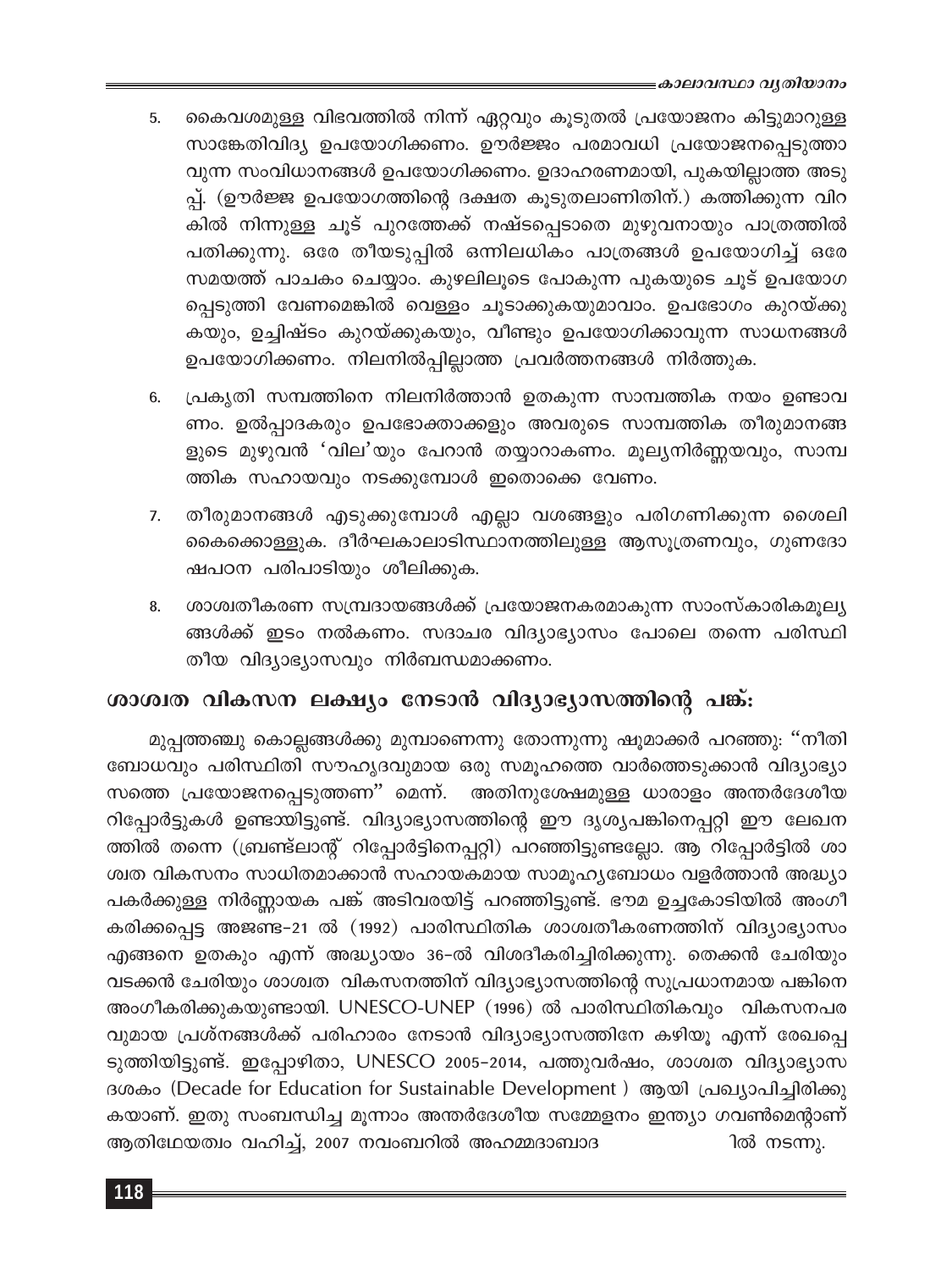5. കൈവശമുള്ള വിഭവത്തിൽ നിന്ന് ഏറ്റവും കൂടുതൽ പ്രയോജനം കിട്ടുമാറുള്ള സാങ്കേതിവിദ്യ ഉപയോഗിക്കണം. ഊർജ്ജം പരമാവധി പ്രയോജനപ്പെടുത്താവുന്ന സംവിധാനങ്ങൾ ഉപയോഗിക്കണം. ഉദാഹരണമായി, പുകയില്ലാത്ത അടുപ്പ്. (ഊർജ്ജ ഉപയോഗത്തിന്റെ ദക്ഷത കൂടുതലാണിതിന്.) കത്തിക്കുന്ന വിറകിൽ നിന്നുള്ള ചൂട് പുറത്തേക്ക് നഷ്ടപ്പെടാതെ മുഴുവനായും പാത്രത്തിൽ പതിക്കുന്നു. ഒരേ തീയടുപ്പിൽ ഒന്നിലധികം പാത്രങ്ങൾ ഉപയോഗിച്ച് ഒരേ സമയത്ത് പാചകം ചെയ്യാം. കുഴലിലൂടെ പോകുന്ന പുകയുടെ ചൂട് ഉപയോഗപ്പെടുത്തി വേണമെങ്കിൽ വെള്ളം ചൂടാക്കുകയുമാവാം. ഉപഭോഗം കുറയ്ക്കുകയും, ഉച്ഛിഷ്ടം കുറയ്ക്കുകയും, വീണ്ടും ഉപയോഗിക്കാവുന്ന സാധനങ്ങൾ ഉപയോഗിക്കണം. നിലനിൽപ്പില്ലാത്ത പ്രവർത്തനങ്ങൾ നിർത്തുക.

6. പ്രകൃതി സമ്പത്തിനെ നിലനിർത്താൻ ഉതകുന്ന സാമ്പത്തിക നയം ഉണ്ടാവണം. ഉൽപ്പാദകരും ഉപഭോക്താക്കളും അവരുടെ സാമ്പത്തിക തീരുമാനങ്ങളുടെ മുഴുവൻ 'വില'യും പേറാൻ തയ്യാറാകണം. മൂല്യനിർണ്ണയവും, സാമ്പത്തിക സഹായവും നടക്കുമ്പോൾ ഇതൊക്കെ വേണം.

7. തീരുമാനങ്ങൾ എടുക്കുമ്പോൾ എല്ലാ വശങ്ങളും പരിഗണിക്കുന്ന ശൈലി കൈക്കൊള്ളുക. ദീർഘകാലാടിസ്ഥാനത്തിലുള്ള ആസൂത്രണവും, ഗുണദോഷപഠന പരിപാടിയും ശീലിക്കുക.

8. ശാശ്വതീകരണ സമ്പ്രദായങ്ങൾക്ക് പ്രയോജനകരമാകുന്ന സാംസ്കാരികമൂല്യങ്ങൾക്ക് ഇടം നൽകണം. സദാചര വിദ്യാഭ്യാസം പോലെ തന്നെ പരിസ്ഥിതീയ വിദ്യാഭ്യാസവും നിർബന്ധമാക്കണം.

## ശാശ്വത വികസന ലക്ഷ്യം നേടാൻ വിദ്യാഭ്യാസത്തിന്റെ പങ്ക്:

മുപ്പത്തഞ്ചു കൊല്ലങ്ങൾക്കു മുമ്പാണെന്നു തോന്നുന്നു ഷൂമാക്കർ പറഞ്ഞു: "നീതിബോധവും പരിസ്ഥിതി സൗഹൃദവുമായ ഒരു സമൂഹത്തെ വാർത്തെടുക്കാൻ വിദ്യാഭ്യാസത്തെ പ്രയോജനപ്പെടുത്തണ" മെന്ന്. അതിനുശേഷമുള്ള ധാരാളം അന്തർദേശീയ റിപ്പോർട്ടുകൾ ഉണ്ടായിട്ടുണ്ട്. വിദ്യാഭ്യാസത്തിന്റെ ഈ ദൃശ്യപങ്കിനെപ്പറ്റി ഈ ലേഖനത്തിൽ തന്നെ (ബ്രണ്ട്‌ലാന്റ് റിപ്പോർട്ടിനെപ്പറ്റി) പറഞ്ഞിട്ടുണ്ടല്ലോ. ആ റിപ്പോർട്ടിൽ ശാശ്വത വികസനം സാധിതമാക്കാൻ സഹായകമായ സാമൂഹ്യബോധം വളർത്താൻ അദ്ധ്യാപകർക്കുള്ള നിർണ്ണായക പങ്ക് അടിവരയിട്ട് പറഞ്ഞിട്ടുണ്ട്. ഭൗമ ഉച്ചകോടിയിൽ അംഗീകരിക്കപ്പെട്ട അജണ്ട-21 ൽ (1992) പാരിസ്ഥിതിക ശാശ്വതീകരണത്തിന് വിദ്യാഭ്യാസം എങ്ങനെ ഉതകും എന്ന് അദ്ധ്യായം 36-ൽ വിശദീകരിച്ചിരിക്കുന്നു. തെക്കൻ ചേരിയും വടക്കൻ ചേരിയും ശാശ്വത വികസനത്തിന് വിദ്യാഭ്യാസത്തിന്റെ സുപ്രധാനമായ പങ്കിനെ അംഗീകരിക്കുകയുണ്ടായി. UNESCO-UNEP (1996) ൽ പാരിസ്ഥിതികവും വികസനപരവുമായ പ്രശ്നങ്ങൾക്ക് പരിഹാരം നേടാൻ വിദ്യാഭ്യാസത്തിനേ കഴിയൂ എന്ന് രേഖപ്പെടുത്തിയിട്ടുണ്ട്. ഇപ്പോഴിതാ, UNESCO 2005-2014, പത്തുവർഷം, ശാശ്വത വിദ്യാഭ്യാസ ദശകം (Decade for Education for Sustainable Development ) ആയി പ്രഖ്യാപിച്ചിരിക്കുകയാണ്. ഇതു സംബന്ധിച്ച മൂന്നാം അന്തർദേശീയ സമ്മേളനം ഇന്ത്യാ ഗവൺമെന്റാണ് ആതിഥേയത്വം വഹിച്ച്, 2007 നവംബറിൽ അഹമ്മദാബാദ ിൽ നടന്നു.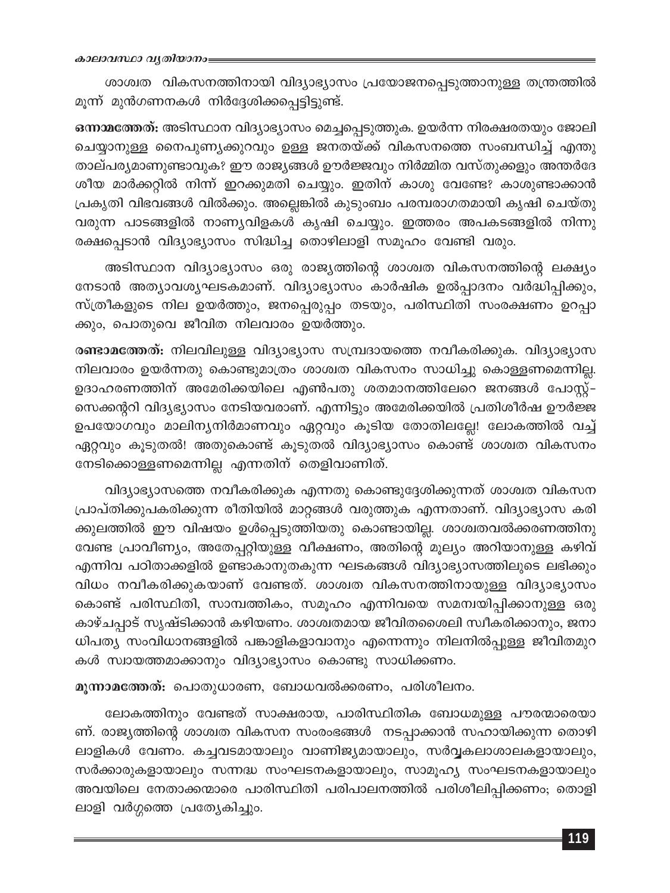ശാശ്വത വികസനത്തിനായി വിദ്യാഭ്യാസം പ്രയോജനപ്പെടുത്താനുള്ള തന്ത്രത്തിൽ മൂന്ന് മുൻഗണനകൾ നിർദ്ദേശിക്കപ്പെട്ടിട്ടുണ്ട്.

**ഒന്നാമത്തേത്:** അടിസ്ഥാന വിദ്യാഭ്യാസം മെച്ചപ്പെടുത്തുക. ഉയർന്ന നിരക്ഷരതയും ജോലി ചെയ്യാനുള്ള നൈപുണ്യക്കുറവും ഉള്ള ജനതയ്ക്ക് വികസനത്തെ സംബന്ധിച്ച് എന്തു താല്പര്യമാണുണ്ടാവുക? ഈ രാജ്യങ്ങൾ ഊർജ്ജവും നിർമ്മിത വസ്തുക്കളും അന്തർദേശീയ മാർക്കറ്റിൽ നിന്ന് ഇറക്കുമതി ചെയ്യും. ഇതിന് കാശു വേണ്ടേ? കാശുണ്ടാക്കാൻ പ്രകൃതി വിഭവങ്ങൾ വിൽക്കും. അല്ലെങ്കിൽ കുടുംബം പരമ്പരാഗതമായി കൃഷി ചെയ്തു വരുന്ന പാടങ്ങളിൽ നാണ്യവിളകൾ കൃഷി ചെയ്യും. ഇത്തരം അപകടങ്ങളിൽ നിന്നു രക്ഷപ്പെടാൻ വിദ്യാഭ്യാസം സിദ്ധിച്ച തൊഴിലാളി സമൂഹം വേണ്ടി വരും.

അടിസ്ഥാന വിദ്യാഭ്യാസം ഒരു രാജ്യത്തിന്റെ ശാശ്വത വികസനത്തിന്റെ ലക്ഷ്യം നേടാൻ അത്യാവശ്യഘടകമാണ്. വിദ്യാഭ്യാസം കാർഷിക ഉൽപ്പാദനം വർദ്ധിപ്പിക്കും, സ്ത്രീകളുടെ നില ഉയർത്തും, ജനപ്പെരുപ്പം തടയും, പരിസ്ഥിതി സംരക്ഷണം ഉറപ്പാക്കും, പൊതുവെ ജീവിത നിലവാരം ഉയർത്തും.

**രണ്ടാമത്തേത്:** നിലവിലുള്ള വിദ്യാഭ്യാസ സമ്പ്രദായത്തെ നവീകരിക്കുക. വിദ്യാഭ്യാസ നിലവാരം ഉയർന്നതു കൊണ്ടുമാത്രം ശാശ്വത വികസനം സാധിച്ചു കൊള്ളണമെന്നില്ല. ഉദാഹരണത്തിന് അമേരിക്കയിലെ എൺപതു ശതമാനത്തിലേറെ ജനങ്ങൾ പോസ്റ്റ്-സെക്കന്ററി വിദ്യഭ്യാസം നേടിയവരാണ്. എന്നിട്ടും അമേരിക്കയിൽ പ്രതിശീർഷ ഊർജ്ജ ഉപയോഗവും മാലിന്യനിർമാണവും ഏറ്റവും കൂടിയ തോതിലല്ലേ! ലോകത്തിൽ വച്ച് ഏറ്റവും കൂടുതൽ! അതുകൊണ്ട് കൂടുതൽ വിദ്യാഭ്യാസം കൊണ്ട് ശാശ്വത വികസനം നേടിക്കൊള്ളണമെന്നില്ല എന്നതിന് തെളിവാണിത്.

വിദ്യാഭ്യാസത്തെ നവീകരിക്കുക എന്നതു കൊണ്ടുദ്ദേശിക്കുന്നത് ശാശ്വത വികസന പ്രാപ്തിക്കുപകരിക്കുന്ന രീതിയിൽ മാറ്റങ്ങൾ വരുത്തുക എന്നതാണ്. വിദ്യാഭ്യാസ കരിക്കുലത്തിൽ ഈ വിഷയം ഉൾപ്പെടുത്തിയതു കൊണ്ടായില്ല. ശാശ്വതവൽക്കരണത്തിനു വേണ്ട പ്രാവീണ്യം, അതേപ്പറ്റിയുള്ള വീക്ഷണം, അതിന്റെ മൂല്യം അറിയാനുള്ള കഴിവ് എന്നിവ പഠിതാക്കളിൽ ഉണ്ടാകാനുതകുന്ന ഘടകങ്ങൾ വിദ്യാഭ്യാസത്തിലൂടെ ലഭിക്കും വിധം നവീകരിക്കുകയാണ് വേണ്ടത്. ശാശ്വത വികസനത്തിനായുള്ള വിദ്യാഭ്യാസം കൊണ്ട് പരിസ്ഥിതി, സാമ്പത്തികം, സമൂഹം എന്നിവയെ സമന്വയിപ്പിക്കാനുള്ള ഒരു കാഴ്ചപ്പാട് സൃഷ്ടിക്കാൻ കഴിയണം. ശാശ്വതമായ ജീവിതശൈലി സ്വീകരിക്കാനും, ജനാധിപത്യ സംവിധാനങ്ങളിൽ പങ്കാളികളാവാനും എന്നെന്നും നിലനിൽപ്പുള്ള ജീവിതമുറകൾ സ്വായത്തമാക്കാനും വിദ്യാഭ്യാസം കൊണ്ടു സാധിക്കണം.

**മൂന്നാമത്തേത്:** പൊതുധാരണ, ബോധവൽക്കരണം, പരിശീലനം.

ലോകത്തിനും വേണ്ടത് സാക്ഷരരായ, പാരിസ്ഥിതിക ബോധമുള്ള പൗരന്മാരെയാണ്. രാജ്യത്തിന്റെ ശാശ്വത വികസന സംരംഭങ്ങൾ നടപ്പാക്കാൻ സഹായിക്കുന്ന തൊഴിലാളികൾ വേണം. കച്ചവടമായാലും വാണിജ്യമായാലും, സർവ്വകലാശാലകളായാലും, സർക്കാരുകളായാലും സന്നദ്ധ സംഘടനകളായാലും, സാമൂഹ്യ സംഘടനകളായാലും അവയിലെ നേതാക്കന്മാരെ പാരിസ്ഥിതി പരിപാലനത്തിൽ പരിശീലിപ്പിക്കണം; തൊളിലാളി വർഗ്ഗത്തെ പ്രത്യേകിച്ചും.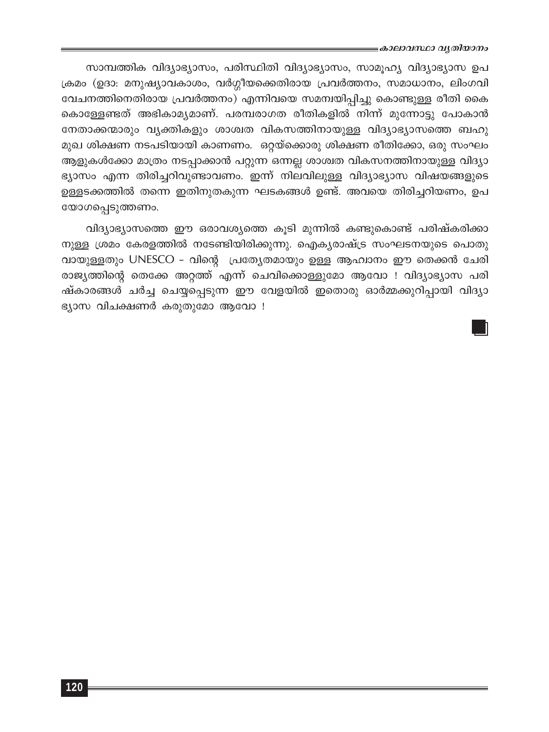സാമ്പത്തിക വിദ്യാഭ്യാസം, പരിസ്ഥിതി വിദ്യാഭ്യാസം, സാമൂഹ്യ വിദ്യാഭ്യാസ ഉപക്രമം (ഉദാ: മനുഷ്യാവകാശം, വർഗ്ഗീയക്കെതിരായ പ്രവർത്തനം, സമാധാനം, ലിംഗവിവേചനത്തിനെതിരായ പ്രവർത്തനം) എന്നിവയെ സമന്വയിപ്പിച്ചു കൊണ്ടുള്ള രീതി കൈകൊള്ളേണ്ടത് അഭികാമ്യമാണ്. പരമ്പരാഗത രീതികളിൽ നിന്ന് മുന്നോട്ടു പോകാൻ നേതാക്കന്മാരും വ്യക്തികളും ശാശ്വത വികസത്തിനായുള്ള വിദ്യാഭ്യാസത്തെ ബഹുമുഖ ശിക്ഷണ നടപടിയായി കാണണം. ഒറ്റയ്ക്കൊരു ശിക്ഷണ രീതിക്കോ, ഒരു സംഘം ആളുകൾക്കോ മാത്രം നടപ്പാക്കാൻ പറ്റുന്ന ഒന്നല്ല ശാശ്വത വികസനത്തിനായുള്ള വിദ്യാഭ്യാസം എന്ന തിരിച്ചറിവുണ്ടാവണം. ഇന്ന് നിലവിലുള്ള വിദ്യാഭ്യാസ വിഷയങ്ങളുടെ ഉള്ളടക്കത്തിൽ തന്നെ ഇതിനുതകുന്ന ഘടകങ്ങൾ ഉണ്ട്. അവയെ തിരിച്ചറിയണം, ഉപയോഗപ്പെടുത്തണം.

വിദ്യാഭ്യാസത്തെ ഈ ഒരാവശ്യത്തെ കൂടി മുന്നിൽ കണ്ടുകൊണ്ട് പരിഷ്കരിക്കാനുള്ള ശ്രമം കേരളത്തിൽ നടേണ്ടിയിരിക്കുന്നു. ഐക്യരാഷ്ട്ര സംഘടനയുടെ പൊതുവായുള്ളതും UNESCO - വിന്റെ പ്രത്യേതമായും ഉള്ള ആഹ്വാനം ഈ തെക്കൻ ചേരി രാജ്യത്തിന്റെ തെക്കേ അറ്റത്ത് എന്ന് ചെവിക്കൊള്ളുമോ ആവോ ! വിദ്യാഭ്യാസ പരിഷ്കാരങ്ങൾ ചർച്ച ചെയ്യപ്പെടുന്ന ഈ വേളയിൽ ഇതൊരു ഓർമ്മക്കുറിപ്പായി വിദ്യാഭ്യാസ വിചക്ഷണർ കരുതുമോ ആവോ !